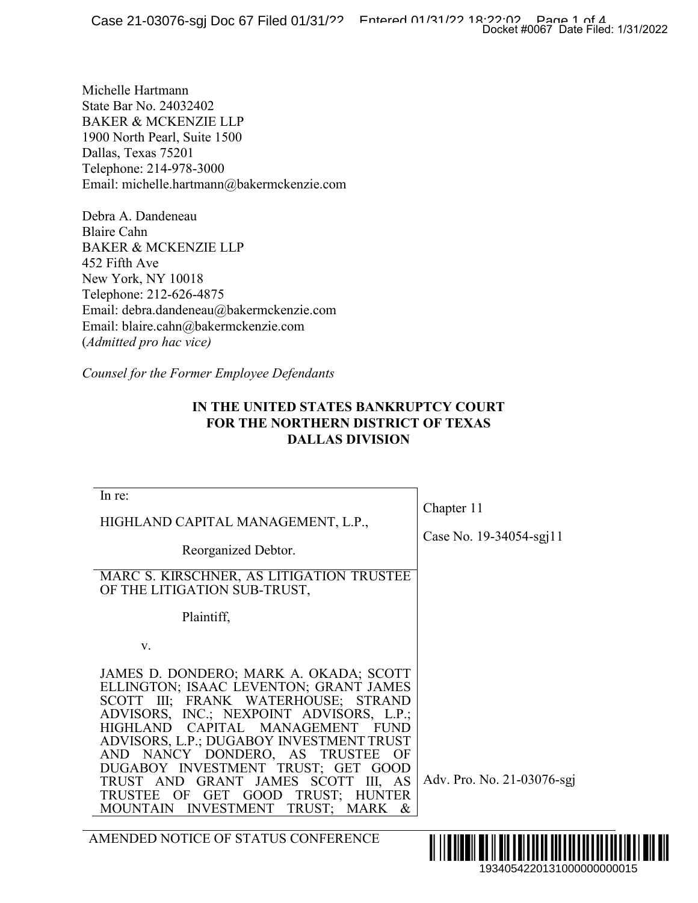Michelle Hartmann
State Bar No. 24032402
BAKER & MCKENZIE LLP
1900 North Pearl, Suite 1500
Dallas, Texas 75201
Telephone: 214-978-3000
Email: michelle.hartmann@bakermckenzie.com

Debra A. Dandeneau
Blaire Cahn
BAKER & MCKENZIE LLP
452 Fifth Ave
New York, NY 10018
Telephone: 212-626-4875
Email: debra.dandeneau@bakermckenzie.com
Email: blaire.cahn@bakermckenzie.com
(*Admitted pro hac vice)*

*Counsel for the Former Employee Defendants*

**IN THE UNITED STATES BANKRUPTCY COURT
FOR THE NORTHERN DISTRICT OF TEXAS
DALLAS DIVISION**

| | |
|---|---|
| In re:<br><br>HIGHLAND CAPITAL MANAGEMENT, L.P.,<br><br>Reorganized Debtor. | Chapter 11<br><br>Case No. 19-34054-sgj11 |
| MARC S. KIRSCHNER, AS LITIGATION TRUSTEE OF THE LITIGATION SUB-TRUST,<br><br>Plaintiff,<br><br>v.<br><br>JAMES D. DONDERO; MARK A. OKADA; SCOTT ELLINGTON; ISAAC LEVENTON; GRANT JAMES SCOTT III; FRANK WATERHOUSE; STRAND ADVISORS, INC.; NEXPOINT ADVISORS, L.P.; HIGHLAND CAPITAL MANAGEMENT FUND ADVISORS, L.P.; DUGABOY INVESTMENT TRUST AND NANCY DONDERO, AS TRUSTEE OF DUGABOY INVESTMENT TRUST; GET GOOD TRUST AND GRANT JAMES SCOTT III, AS TRUSTEE OF GET GOOD TRUST; HUNTER MOUNTAIN INVESTMENT TRUST; MARK & | Adv. Pro. No. 21-03076-sgj |

AMENDED NOTICE OF STATUS CONFERENCE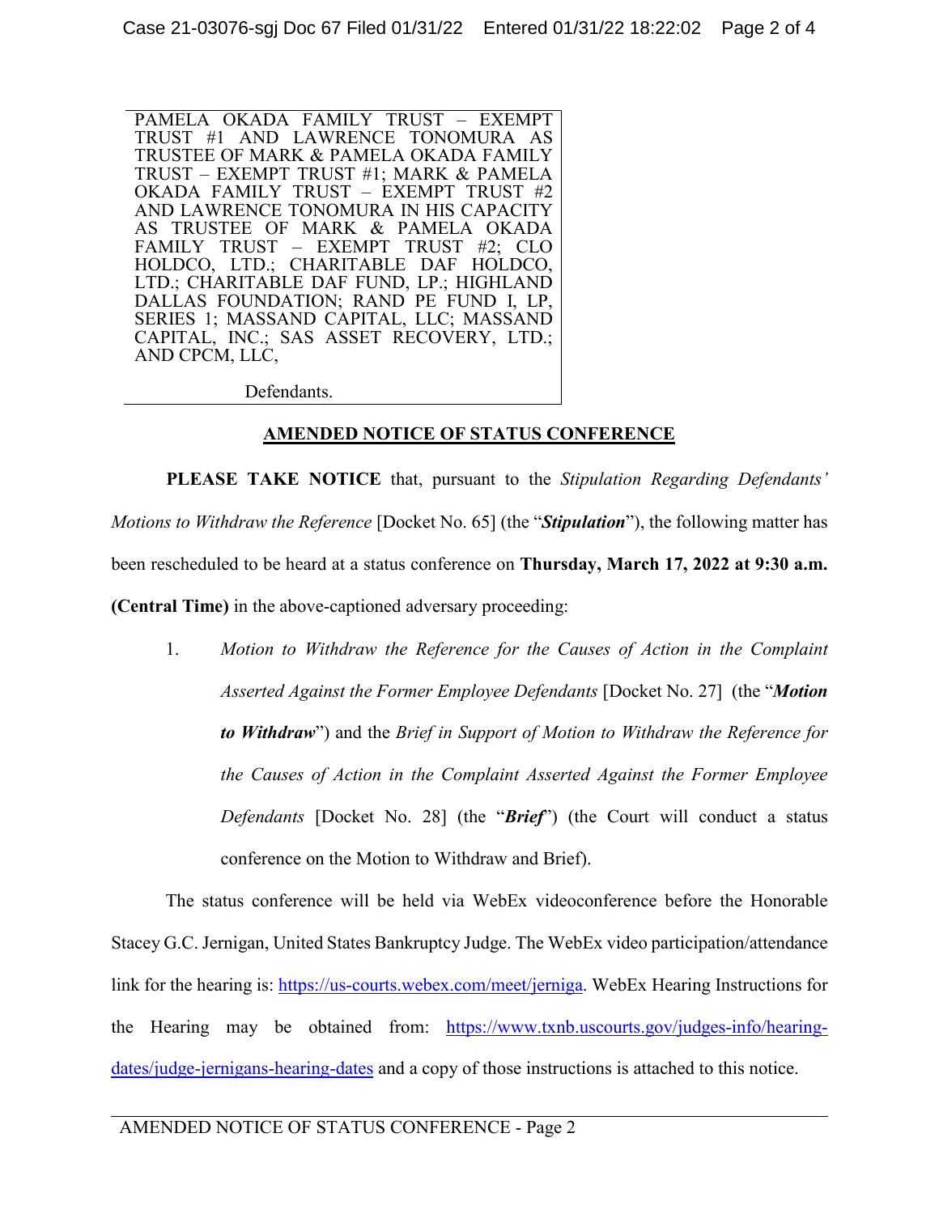PAMELA OKADA FAMILY TRUST – EXEMPT TRUST #1 AND LAWRENCE TONOMURA AS TRUSTEE OF MARK & PAMELA OKADA FAMILY TRUST – EXEMPT TRUST #1; MARK & PAMELA OKADA FAMILY TRUST – EXEMPT TRUST #2 AND LAWRENCE TONOMURA IN HIS CAPACITY AS TRUSTEE OF MARK & PAMELA OKADA FAMILY TRUST – EXEMPT TRUST #2; CLO HOLDCO, LTD.; CHARITABLE DAF HOLDCO, LTD.; CHARITABLE DAF FUND, LP.; HIGHLAND DALLAS FOUNDATION; RAND PE FUND I, LP, SERIES 1; MASSAND CAPITAL, LLC; MASSAND CAPITAL, INC.; SAS ASSET RECOVERY, LTD.; AND CPCM, LLC,

Defendants.

## AMENDED NOTICE OF STATUS CONFERENCE

**PLEASE TAKE NOTICE** that, pursuant to the *Stipulation Regarding Defendants' Motions to Withdraw the Reference* [Docket No. 65] (the "***Stipulation***"), the following matter has been rescheduled to be heard at a status conference on **Thursday, March 17, 2022 at 9:30 a.m. (Central Time)** in the above-captioned adversary proceeding:

1. *Motion to Withdraw the Reference for the Causes of Action in the Complaint Asserted Against the Former Employee Defendants* [Docket No. 27] (the "***Motion to Withdraw***") and the *Brief in Support of Motion to Withdraw the Reference for the Causes of Action in the Complaint Asserted Against the Former Employee Defendants* [Docket No. 28] (the "***Brief***") (the Court will conduct a status conference on the Motion to Withdraw and Brief).

The status conference will be held via WebEx videoconference before the Honorable Stacey G.C. Jernigan, United States Bankruptcy Judge. The WebEx video participation/attendance link for the hearing is: https://us-courts.webex.com/meet/jerniga. WebEx Hearing Instructions for the Hearing may be obtained from: https://www.txnb.uscourts.gov/judges-info/hearing-dates/judge-jernigans-hearing-dates and a copy of those instructions is attached to this notice.

AMENDED NOTICE OF STATUS CONFERENCE - Page 2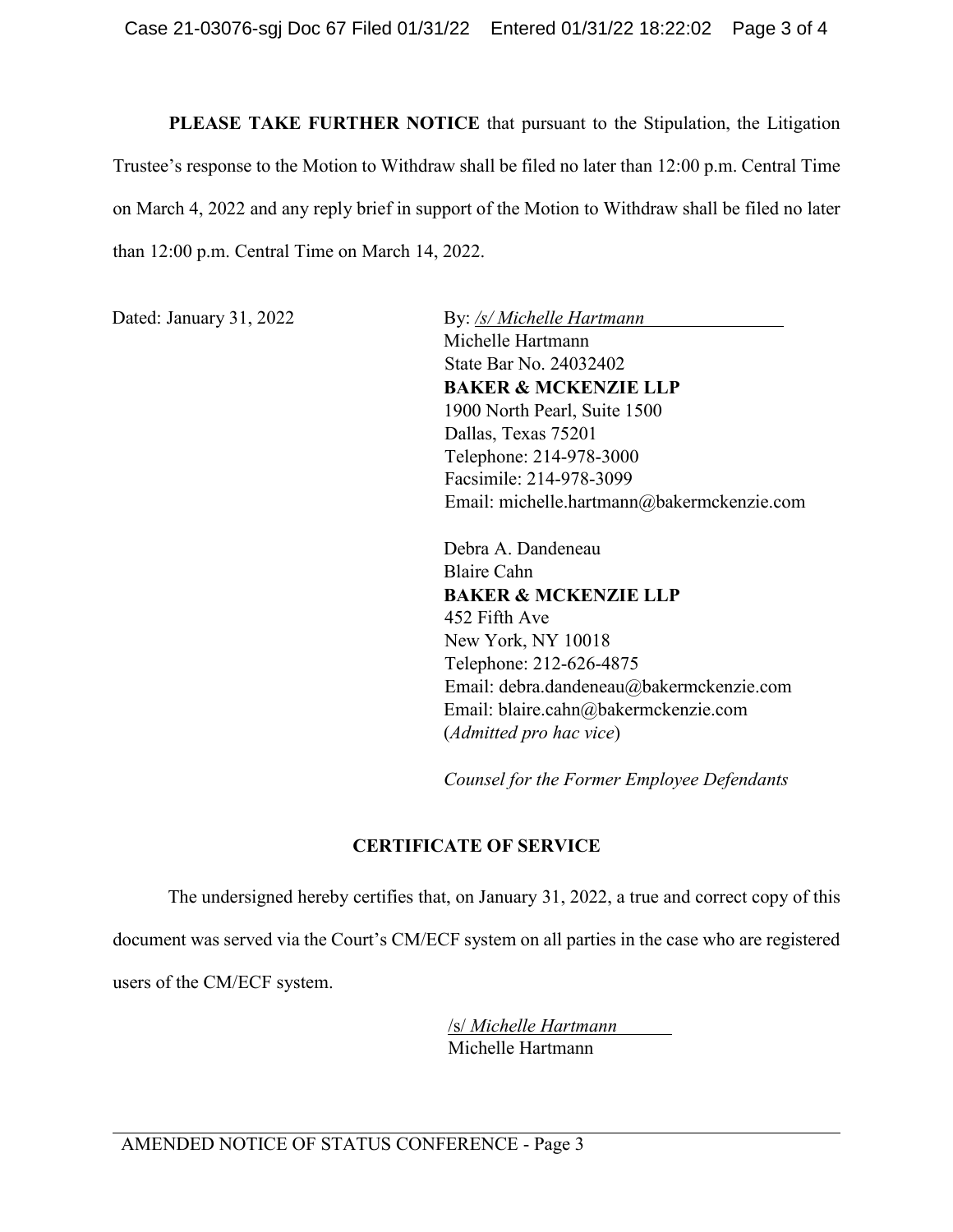**PLEASE TAKE FURTHER NOTICE** that pursuant to the Stipulation, the Litigation Trustee's response to the Motion to Withdraw shall be filed no later than 12:00 p.m. Central Time on March 4, 2022 and any reply brief in support of the Motion to Withdraw shall be filed no later than 12:00 p.m. Central Time on March 14, 2022.

Dated: January 31, 2022

By: */s/ Michelle Hartmann*
Michelle Hartmann
State Bar No. 24032402
**BAKER & MCKENZIE LLP**
1900 North Pearl, Suite 1500
Dallas, Texas 75201
Telephone: 214-978-3000
Facsimile: 214-978-3099
Email: michelle.hartmann@bakermckenzie.com

Debra A. Dandeneau
Blaire Cahn
**BAKER & MCKENZIE LLP**
452 Fifth Ave
New York, NY 10018
Telephone: 212-626-4875
Email: debra.dandeneau@bakermckenzie.com
Email: blaire.cahn@bakermckenzie.com
(*Admitted pro hac vice*)

*Counsel for the Former Employee Defendants*

## CERTIFICATE OF SERVICE

The undersigned hereby certifies that, on January 31, 2022, a true and correct copy of this document was served via the Court's CM/ECF system on all parties in the case who are registered users of the CM/ECF system.

/s/ *Michelle Hartmann*
Michelle Hartmann

AMENDED NOTICE OF STATUS CONFERENCE - Page 3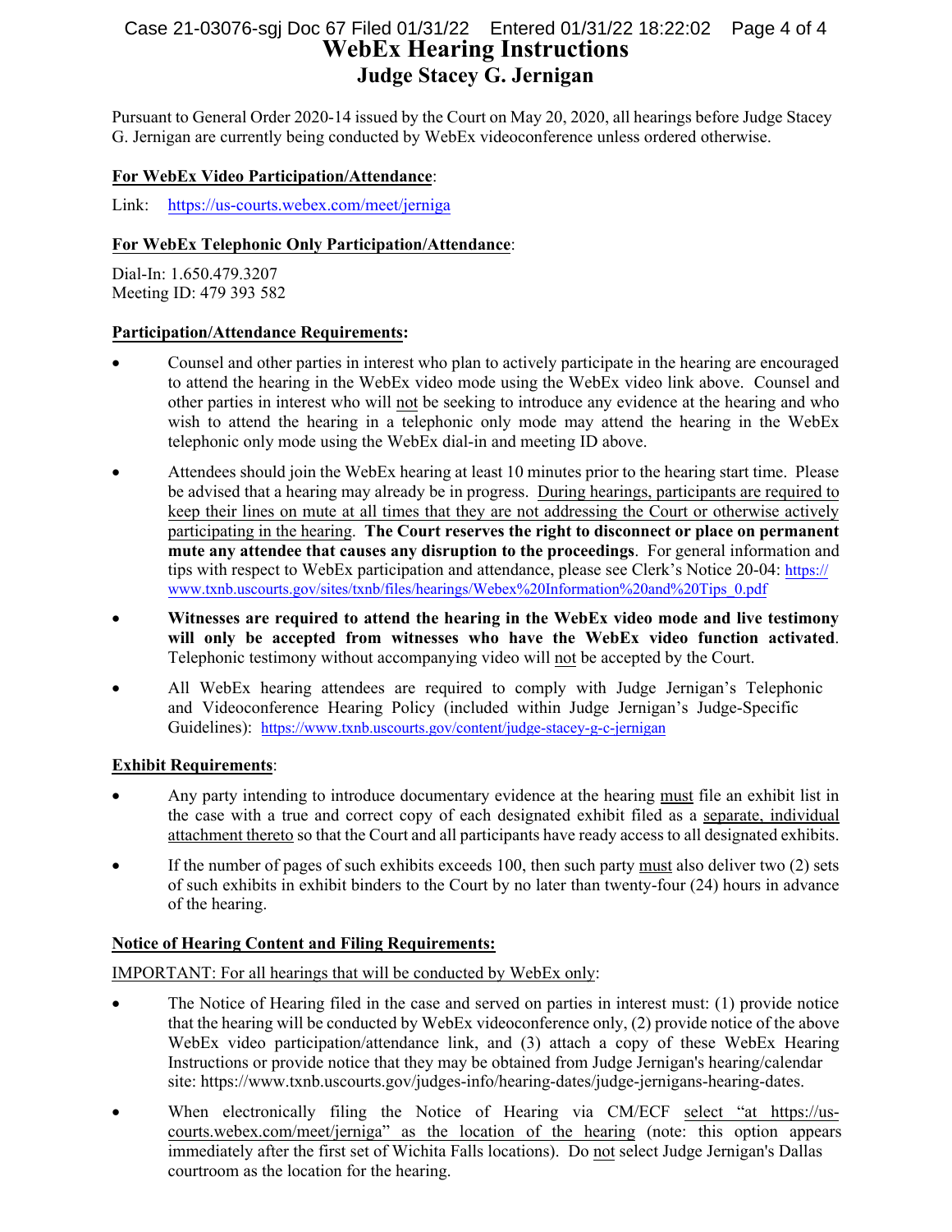# WebEx Hearing Instructions
## Judge Stacey G. Jernigan

Pursuant to General Order 2020-14 issued by the Court on May 20, 2020, all hearings before Judge Stacey G. Jernigan are currently being conducted by WebEx videoconference unless ordered otherwise.

**For WebEx Video Participation/Attendance**:

Link: https://us-courts.webex.com/meet/jerniga

**For WebEx Telephonic Only Participation/Attendance**:

Dial-In: 1.650.479.3207
Meeting ID: 479 393 582

**Participation/Attendance Requirements:**

- Counsel and other parties in interest who plan to actively participate in the hearing are encouraged to attend the hearing in the WebEx video mode using the WebEx video link above. Counsel and other parties in interest who will not be seeking to introduce any evidence at the hearing and who wish to attend the hearing in a telephonic only mode may attend the hearing in the WebEx telephonic only mode using the WebEx dial-in and meeting ID above.
- Attendees should join the WebEx hearing at least 10 minutes prior to the hearing start time. Please be advised that a hearing may already be in progress. During hearings, participants are required to keep their lines on mute at all times that they are not addressing the Court or otherwise actively participating in the hearing. **The Court reserves the right to disconnect or place on permanent mute any attendee that causes any disruption to the proceedings**. For general information and tips with respect to WebEx participation and attendance, please see Clerk's Notice 20-04: https://www.txnb.uscourts.gov/sites/txnb/files/hearings/Webex%20Information%20and%20Tips_0.pdf
- **Witnesses are required to attend the hearing in the WebEx video mode and live testimony will only be accepted from witnesses who have the WebEx video function activated**. Telephonic testimony without accompanying video will not be accepted by the Court.
- All WebEx hearing attendees are required to comply with Judge Jernigan's Telephonic and Videoconference Hearing Policy (included within Judge Jernigan's Judge-Specific Guidelines): https://www.txnb.uscourts.gov/content/judge-stacey-g-c-jernigan

**Exhibit Requirements**:

- Any party intending to introduce documentary evidence at the hearing must file an exhibit list in the case with a true and correct copy of each designated exhibit filed as a separate, individual attachment thereto so that the Court and all participants have ready access to all designated exhibits.
- If the number of pages of such exhibits exceeds 100, then such party must also deliver two (2) sets of such exhibits in exhibit binders to the Court by no later than twenty-four (24) hours in advance of the hearing.

**Notice of Hearing Content and Filing Requirements:**

IMPORTANT: For all hearings that will be conducted by WebEx only:

- The Notice of Hearing filed in the case and served on parties in interest must: (1) provide notice that the hearing will be conducted by WebEx videoconference only, (2) provide notice of the above WebEx video participation/attendance link, and (3) attach a copy of these WebEx Hearing Instructions or provide notice that they may be obtained from Judge Jernigan's hearing/calendar site: https://www.txnb.uscourts.gov/judges-info/hearing-dates/judge-jernigans-hearing-dates.
- When electronically filing the Notice of Hearing via CM/ECF select "at https://us-courts.webex.com/meet/jerniga" as the location of the hearing (note: this option appears immediately after the first set of Wichita Falls locations). Do not select Judge Jernigan's Dallas courtroom as the location for the hearing.